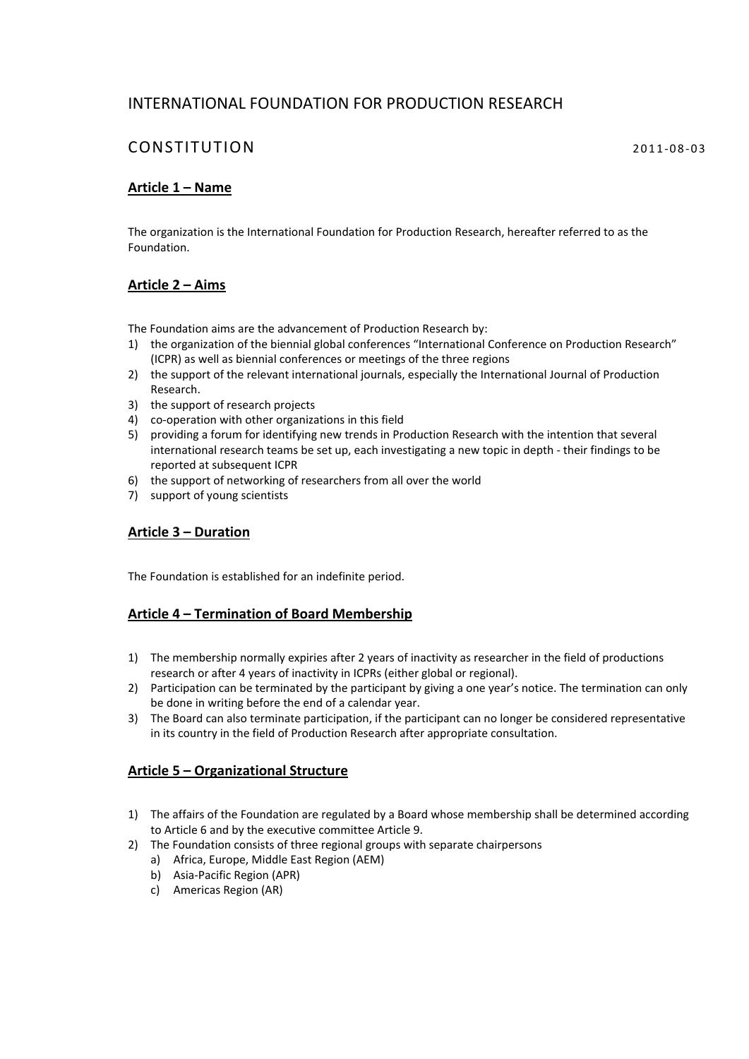# INTERNATIONAL FOUNDATION FOR PRODUCTION RESEARCH

## CONSTITUTION

2011-08-03

### Article 1 – Name

The organization is the International Foundation for Production Research, hereafter referred to as the Foundation.

### Article 2 – Aims

The Foundation aims are the advancement of Production Research by:

1) the organization of the biennial global conferences "International Conference on Production Research" (ICPR) as well as biennial conferences or meetings of the three regions
2) the support of the relevant international journals, especially the International Journal of Production Research.
3) the support of research projects
4) co-operation with other organizations in this field
5) providing a forum for identifying new trends in Production Research with the intention that several international research teams be set up, each investigating a new topic in depth - their findings to be reported at subsequent ICPR
6) the support of networking of researchers from all over the world
7) support of young scientists

### Article 3 – Duration

The Foundation is established for an indefinite period.

### Article 4 – Termination of Board Membership

1) The membership normally expiries after 2 years of inactivity as researcher in the field of productions research or after 4 years of inactivity in ICPRs (either global or regional).
2) Participation can be terminated by the participant by giving a one year's notice. The termination can only be done in writing before the end of a calendar year.
3) The Board can also terminate participation, if the participant can no longer be considered representative in its country in the field of Production Research after appropriate consultation.

### Article 5 – Organizational Structure

1) The affairs of the Foundation are regulated by a Board whose membership shall be determined according to Article 6 and by the executive committee Article 9.
2) The Foundation consists of three regional groups with separate chairpersons
   a) Africa, Europe, Middle East Region (AEM)
   b) Asia-Pacific Region (APR)
   c) Americas Region (AR)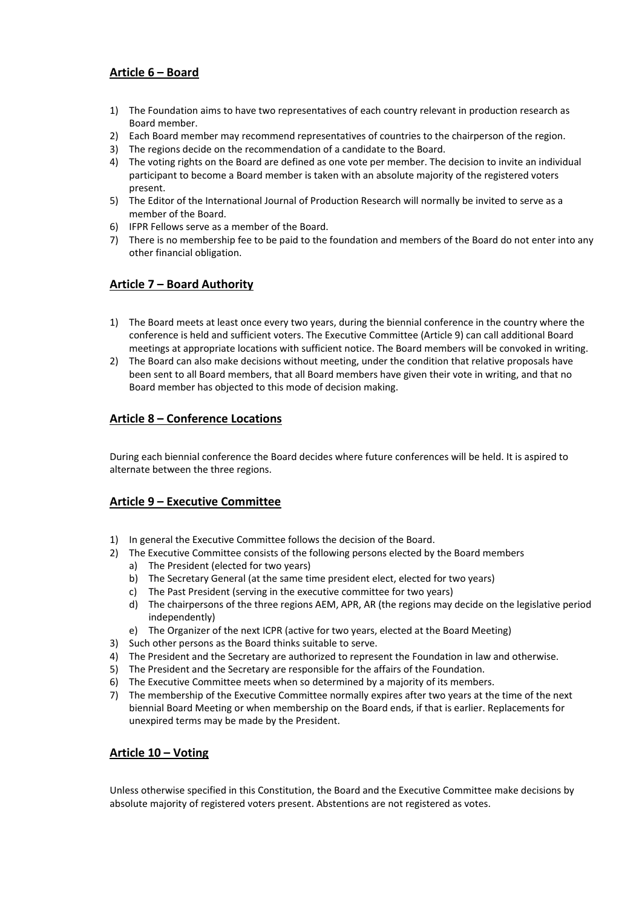## Article 6 – Board

1) The Foundation aims to have two representatives of each country relevant in production research as Board member.
2) Each Board member may recommend representatives of countries to the chairperson of the region.
3) The regions decide on the recommendation of a candidate to the Board.
4) The voting rights on the Board are defined as one vote per member. The decision to invite an individual participant to become a Board member is taken with an absolute majority of the registered voters present.
5) The Editor of the International Journal of Production Research will normally be invited to serve as a member of the Board.
6) IFPR Fellows serve as a member of the Board.
7) There is no membership fee to be paid to the foundation and members of the Board do not enter into any other financial obligation.

## Article 7 – Board Authority

1) The Board meets at least once every two years, during the biennial conference in the country where the conference is held and sufficient voters. The Executive Committee (Article 9) can call additional Board meetings at appropriate locations with sufficient notice. The Board members will be convoked in writing.
2) The Board can also make decisions without meeting, under the condition that relative proposals have been sent to all Board members, that all Board members have given their vote in writing, and that no Board member has objected to this mode of decision making.

## Article 8 – Conference Locations

During each biennial conference the Board decides where future conferences will be held. It is aspired to alternate between the three regions.

## Article 9 – Executive Committee

1) In general the Executive Committee follows the decision of the Board.
2) The Executive Committee consists of the following persons elected by the Board members
   a) The President (elected for two years)
   b) The Secretary General (at the same time president elect, elected for two years)
   c) The Past President (serving in the executive committee for two years)
   d) The chairpersons of the three regions AEM, APR, AR (the regions may decide on the legislative period independently)
   e) The Organizer of the next ICPR (active for two years, elected at the Board Meeting)
3) Such other persons as the Board thinks suitable to serve.
4) The President and the Secretary are authorized to represent the Foundation in law and otherwise.
5) The President and the Secretary are responsible for the affairs of the Foundation.
6) The Executive Committee meets when so determined by a majority of its members.
7) The membership of the Executive Committee normally expires after two years at the time of the next biennial Board Meeting or when membership on the Board ends, if that is earlier. Replacements for unexpired terms may be made by the President.

## Article 10 – Voting

Unless otherwise specified in this Constitution, the Board and the Executive Committee make decisions by absolute majority of registered voters present. Abstentions are not registered as votes.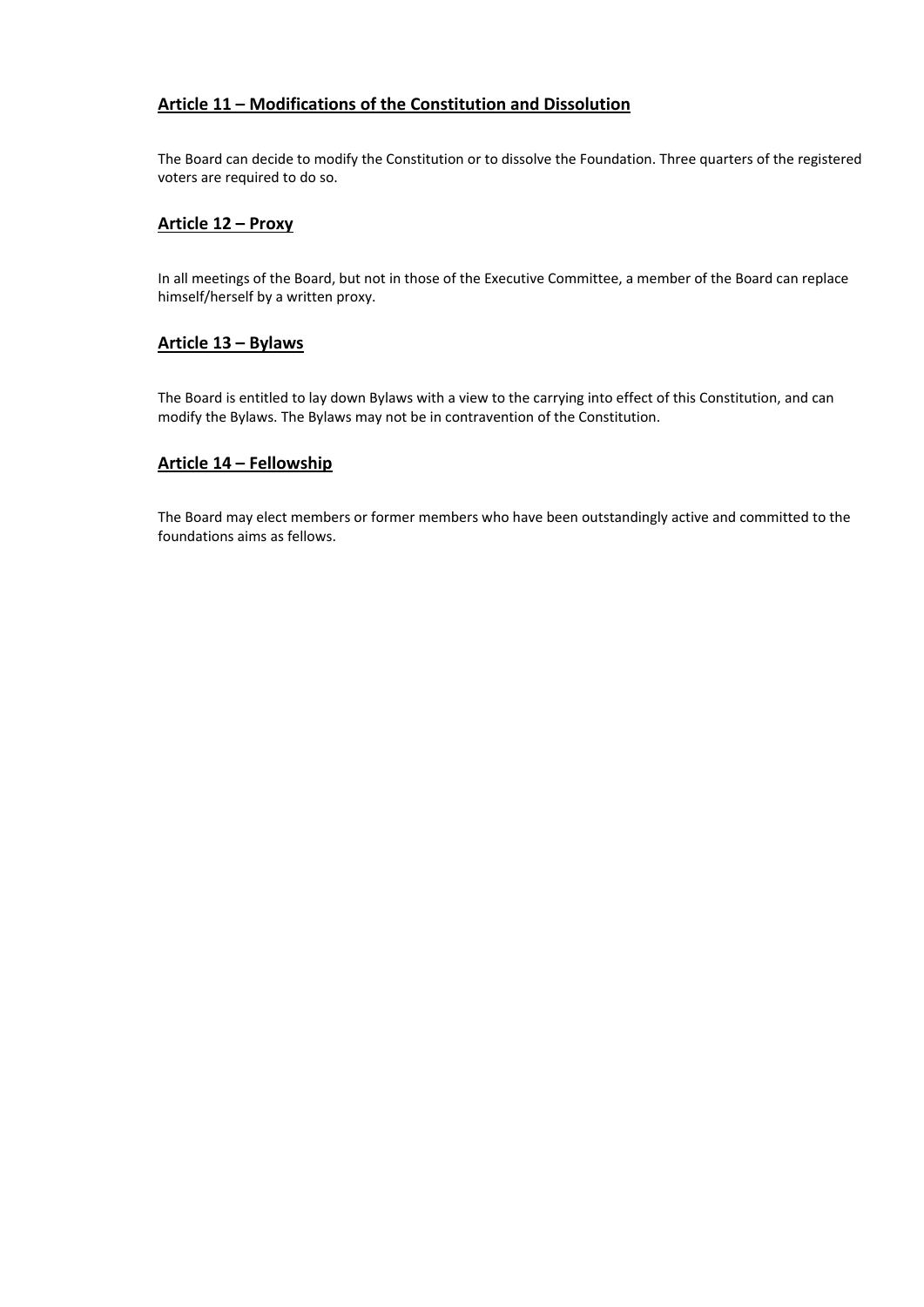## Article 11 – Modifications of the Constitution and Dissolution

The Board can decide to modify the Constitution or to dissolve the Foundation. Three quarters of the registered voters are required to do so.

## Article 12 – Proxy

In all meetings of the Board, but not in those of the Executive Committee, a member of the Board can replace himself/herself by a written proxy.

## Article 13 – Bylaws

The Board is entitled to lay down Bylaws with a view to the carrying into effect of this Constitution, and can modify the Bylaws. The Bylaws may not be in contravention of the Constitution.

## Article 14 – Fellowship

The Board may elect members or former members who have been outstandingly active and committed to the foundations aims as fellows.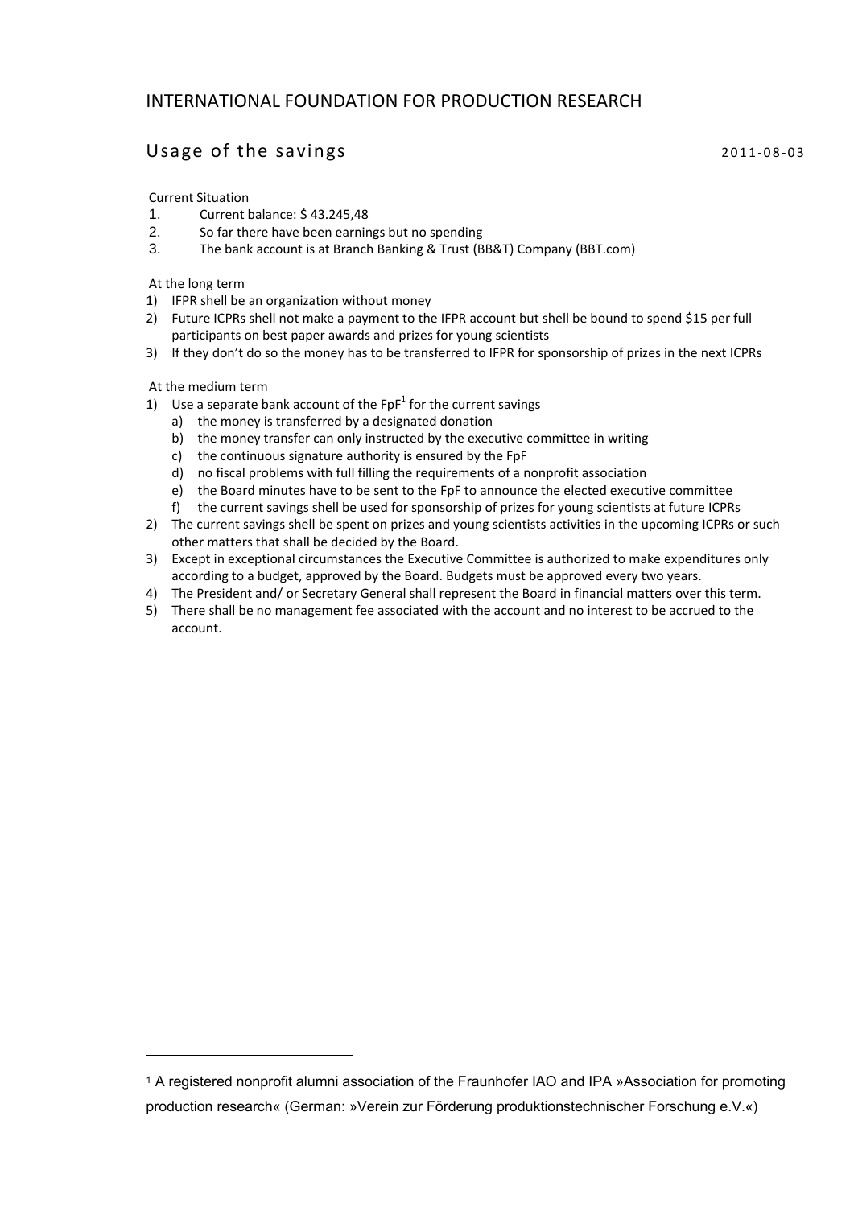# INTERNATIONAL FOUNDATION FOR PRODUCTION RESEARCH

## Usage of the savings

2011-08-03

Current Situation

1. Current balance: $ 43.245,48
2. So far there have been earnings but no spending
3. The bank account is at Branch Banking & Trust (BB&T) Company (BBT.com)

At the long term

1) IFPR shell be an organization without money
2) Future ICPRs shell not make a payment to the IFPR account but shell be bound to spend $15 per full participants on best paper awards and prizes for young scientists
3) If they don't do so the money has to be transferred to IFPR for sponsorship of prizes in the next ICPRs

At the medium term

1) Use a separate bank account of the FpF[1] for the current savings
   a) the money is transferred by a designated donation
   b) the money transfer can only instructed by the executive committee in writing
   c) the continuous signature authority is ensured by the FpF
   d) no fiscal problems with full filling the requirements of a nonprofit association
   e) the Board minutes have to be sent to the FpF to announce the elected executive committee
   f) the current savings shell be used for sponsorship of prizes for young scientists at future ICPRs
2) The current savings shell be spent on prizes and young scientists activities in the upcoming ICPRs or such other matters that shall be decided by the Board.
3) Except in exceptional circumstances the Executive Committee is authorized to make expenditures only according to a budget, approved by the Board. Budgets must be approved every two years.
4) The President and/ or Secretary General shall represent the Board in financial matters over this term.
5) There shall be no management fee associated with the account and no interest to be accrued to the account.

---

[1] A registered nonprofit alumni association of the Fraunhofer IAO and IPA »Association for promoting production research« (German: »Verein zur Förderung produktionstechnischer Forschung e.V.«)